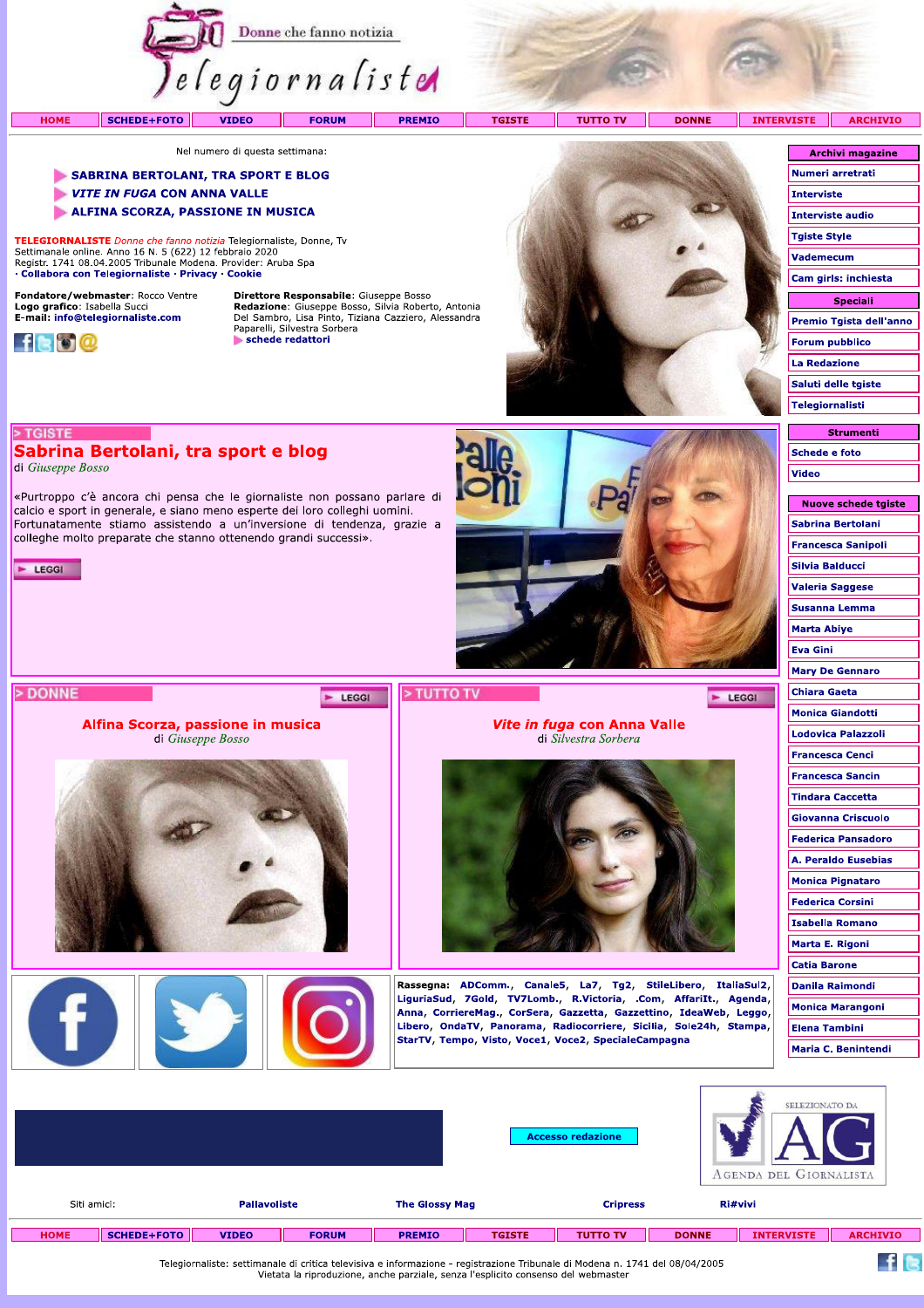Donne che fanno notizia

Telegiornaliste

HOME | SCHEDE+FOTO | VIDEO | FORUM | PREMIO | TGISTE | TUTTO TV | DONNE | INTERVISTE | ARCHIVIO

Nel numero di questa settimana:

- **SABRINA BERTOLANI, TRA SPORT E BLOG**
- ***VITE IN FUGA* CON ANNA VALLE**
- **ALFINA SCORZA, PASSIONE IN MUSICA**

**TELEGIORNALISTE** *Donne che fanno notizia* Telegiornaliste, Donne, Tv
Settimanale online. Anno 16 N. 5 (622) 12 febbraio 2020
Registr. 1741 08.04.2005 Tribunale Modena. Provider: Aruba Spa
· **Collabora con Telegiornaliste** · **Privacy** · **Cookie**

**Fondatore/webmaster**: Rocco Ventre
**Logo grafico**: Isabella Succi
**E-mail**: **info@telegiornaliste.com**

**Direttore Responsabile**: Giuseppe Bosso
**Redazione**: Giuseppe Bosso, Silvia Roberto, Antonia Del Sambro, Lisa Pinto, Tiziana Cazziero, Alessandra Paparelli, Silvestra Sorbera
**schede redattori**

**Archivi magazine**
- Numeri arretrati
- Interviste
- Interviste audio
- Tgiste Style
- Vademecum
- Cam girls: inchiesta

**Speciali**
- Premio Tgista dell'anno
- Forum pubblico
- La Redazione
- Saluti delle tgiste
- Telegiornalisti

**Strumenti**
- Schede e foto
- Video

**Nuove schede tgiste**
- Sabrina Bertolani
- Francesca Sanipoli
- Silvia Balducci
- Valeria Saggese
- Susanna Lemma
- Marta Abiye
- Eva Gini
- Mary De Gennaro
- Chiara Gaeta
- Monica Giandotti
- Lodovica Palazzoli
- Francesca Cenci
- Francesca Sancin
- Tindara Caccetta
- Giovanna Criscuolo
- Federica Pansadoro
- A. Peraldo Eusebias
- Monica Pignataro
- Federica Corsini
- Isabella Romano
- Marta E. Rigoni
- Catia Barone
- Danila Raimondi
- Monica Marangoni
- Elena Tambini
- Maria C. Benintendi

> TGISTE

## Sabrina Bertolani, tra sport e blog

di *Giuseppe Bosso*

«Purtroppo c'è ancora chi pensa che le giornaliste non possano parlare di calcio e sport in generale, e siano meno esperte dei loro colleghi uomini. Fortunatamente stiamo assistendo a un'inversione di tendenza, grazie a colleghe molto preparate che stanno ottenendo grandi successi».

LEGGI

> DONNE

LEGGI

## Alfina Scorza, passione in musica

di *Giuseppe Bosso*

> TUTTO TV

LEGGI

## *Vite in fuga* con Anna Valle

di *Silvestra Sorbera*

**Rassegna**: **ADComm., Canale5, La7, Tg2, StileLibero, ItaliaSul2, LiguriaSud, 7Gold, TV7Lomb., R.Victoria, .Com, AffariIt., Agenda, Anna, CorriereMag., CorSera, Gazzetta, Gazzettino, IdeaWeb, Leggo, Libero, OndaTV, Panorama, Radiocorriere, Sicilia, Sole24h, Stampa, StarTV, Tempo, Visto, Voce1, Voce2, SpecialeCampagna**

Accesso redazione

SELEZIONATO DA AG AGENDA DEL GIORNALISTA

Siti amici: **Pallavoliste** **The Glossy Mag** **Cripress** **Ri#vivi**

HOME | SCHEDE+FOTO | VIDEO | FORUM | PREMIO | TGISTE | TUTTO TV | DONNE | INTERVISTE | ARCHIVIO

Telegiornaliste: settimanale di critica televisiva e informazione - registrazione Tribunale di Modena n. 1741 del 08/04/2005
Vietata la riproduzione, anche parziale, senza l'esplicito consenso del webmaster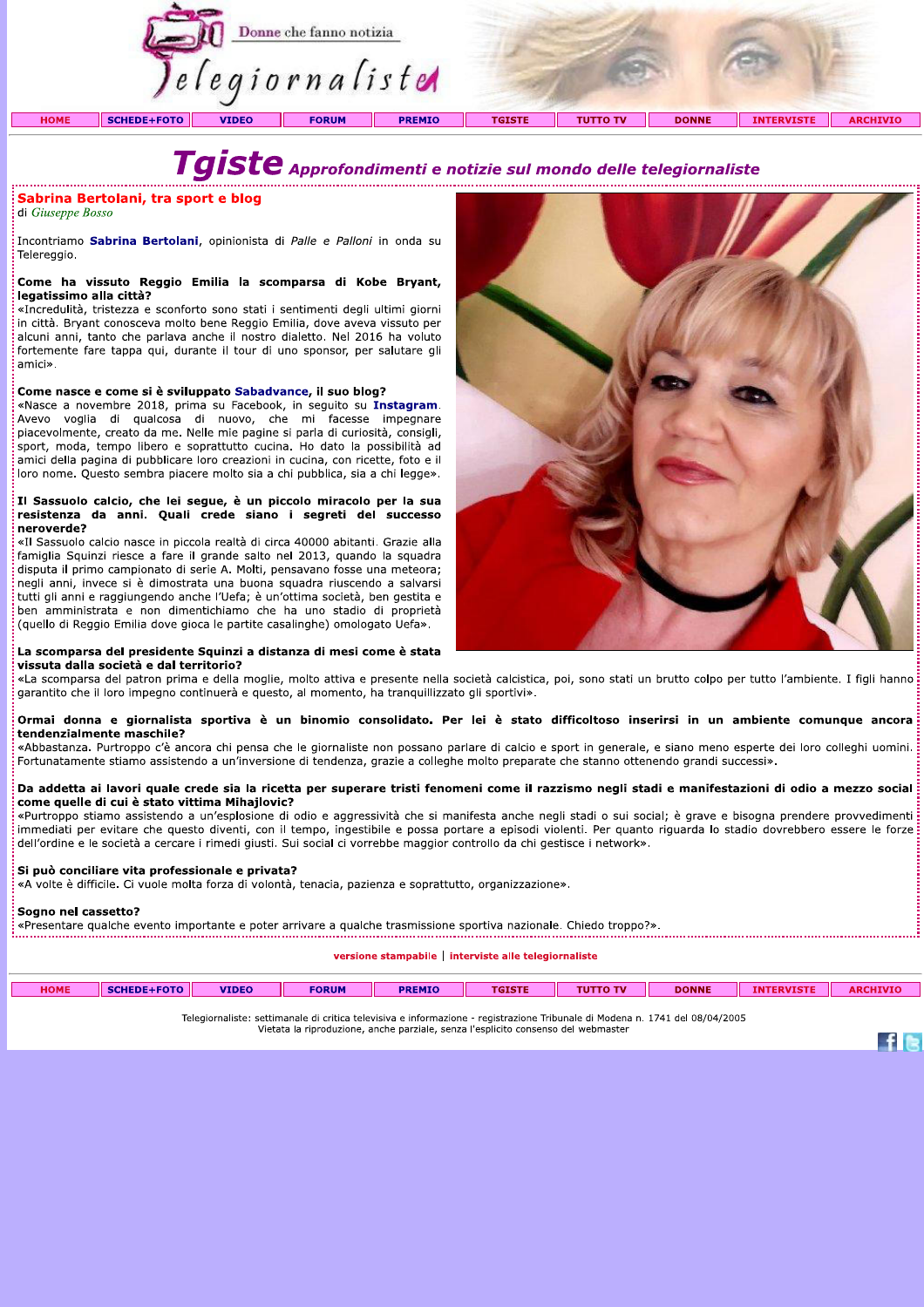Telegiornaliste — Donne che fanno notizia

HOME | SCHEDE+FOTO | VIDEO | FORUM | PREMIO | TGISTE | TUTTO TV | DONNE | INTERVISTE | ARCHIVIO

# Tgiste *Approfondimenti e notizie sul mondo delle telegiornaliste*

## Sabrina Bertolani, tra sport e blog

di *Giuseppe Bosso*

Incontriamo **Sabrina Bertolani**, opinionista di *Palle e Palloni* in onda su Telereggio.

**Come ha vissuto Reggio Emilia la scomparsa di Kobe Bryant, legatissimo alla città?**
«Incredulità, tristezza e sconforto sono stati i sentimenti degli ultimi giorni in città. Bryant conosceva molto bene Reggio Emilia, dove aveva vissuto per alcuni anni, tanto che parlava anche il nostro dialetto. Nel 2016 ha voluto fortemente fare tappa qui, durante il tour di uno sponsor, per salutare gli amici».

**Come nasce e come si è sviluppato Sabadvance, il suo blog?**
«Nasce a novembre 2018, prima su Facebook, in seguito su **Instagram**. Avevo voglia di qualcosa di nuovo, che mi facesse impegnare piacevolmente, creato da me. Nelle mie pagine si parla di curiosità, consigli, sport, moda, tempo libero e soprattutto cucina. Ho dato la possibilità ad amici della pagina di pubblicare loro creazioni in cucina, con ricette, foto e il loro nome. Questo sembra piacere molto sia a chi pubblica, sia a chi legge».

**Il Sassuolo calcio, che lei segue, è un piccolo miracolo per la sua resistenza da anni. Quali crede siano i segreti del successo neroverde?**
«Il Sassuolo calcio nasce in piccola realtà di circa 40000 abitanti. Grazie alla famiglia Squinzi riesce a fare il grande salto nel 2013, quando la squadra disputa il primo campionato di serie A. Molti, pensavano fosse una meteora; negli anni, invece si è dimostrata una buona squadra riuscendo a salvarsi tutti gli anni e raggiungendo anche l'Uefa; è un'ottima società, ben gestita e ben amministrata e non dimentichiamo che ha uno stadio di proprietà (quello di Reggio Emilia dove gioca le partite casalinghe) omologato Uefa».

**La scomparsa del presidente Squinzi a distanza di mesi come è stata vissuta dalla società e dal territorio?**
«La scomparsa del patron prima e della moglie, molto attiva e presente nella società calcistica, poi, sono stati un brutto colpo per tutto l'ambiente. I figli hanno garantito che il loro impegno continuerà e questo, al momento, ha tranquillizzato gli sportivi».

**Ormai donna e giornalista sportiva è un binomio consolidato. Per lei è stato difficoltoso inserirsi in un ambiente comunque ancora tendenzialmente maschile?**
«Abbastanza. Purtroppo c'è ancora chi pensa che le giornaliste non possano parlare di calcio e sport in generale, e siano meno esperte dei loro colleghi uomini. Fortunatamente stiamo assistendo a un'inversione di tendenza, grazie a colleghe molto preparate che stanno ottenendo grandi successi».

**Da addetta ai lavori quale crede sia la ricetta per superare tristi fenomeni come il razzismo negli stadi e manifestazioni di odio a mezzo social come quelle di cui è stato vittima Mihajlovic?**
«Purtroppo stiamo assistendo a un'esplosione di odio e aggressività che si manifesta anche negli stadi o sui social; è grave e bisogna prendere provvedimenti immediati per evitare che questo diventi, con il tempo, ingestibile e possa portare a episodi violenti. Per quanto riguarda lo stadio dovrebbero essere le forze dell'ordine e le società a cercare i rimedi giusti. Sui social ci vorrebbe maggior controllo da chi gestisce i network».

**Si può conciliare vita professionale e privata?**
«A volte è difficile. Ci vuole molta forza di volontà, tenacia, pazienza e soprattutto, organizzazione».

**Sogno nel cassetto?**
«Presentare qualche evento importante e poter arrivare a qualche trasmissione sportiva nazionale. Chiedo troppo?».

versione stampabile | interviste alle telegiornaliste

HOME | SCHEDE+FOTO | VIDEO | FORUM | PREMIO | TGISTE | TUTTO TV | DONNE | INTERVISTE | ARCHIVIO

Telegiornaliste: settimanale di critica televisiva e informazione - registrazione Tribunale di Modena n. 1741 del 08/04/2005
Vietata la riproduzione, anche parziale, senza l'esplicito consenso del webmaster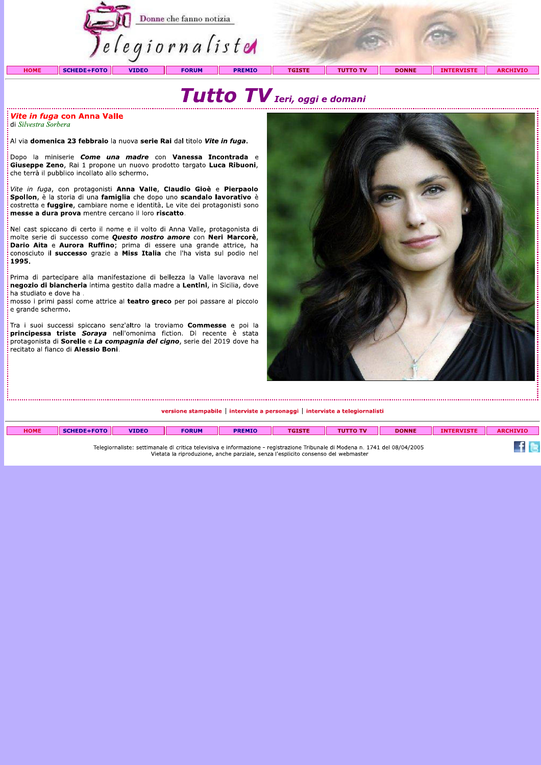# Tutto TV *Ieri, oggi e domani*

## *Vite in fuga* con Anna Valle

di *Silvestra Sorbera*

Al via **domenica 23 febbraio** la nuova **serie Rai** dal titolo ***Vite in fuga***.

Dopo la miniserie ***Come una madre*** con **Vanessa Incontrada** e **Giuseppe Zeno**, Rai 1 propone un nuovo prodotto targato **Luca Ribuoni**, che terrà il pubblico incollato allo schermo.

*Vite in fuga*, con protagonisti **Anna Valle**, **Claudio Gioè** e **Pierpaolo Spollon**, è la storia di una **famiglia** che dopo uno **scandalo lavorativo** è costretta e **fuggire**, cambiare nome e identità. Le vite dei protagonisti sono **messe a dura prova** mentre cercano il loro **riscatto**.

Nel cast spiccano di certo il nome e il volto di Anna Valle, protagonista di molte serie di successo come ***Questo nostro amore*** con **Neri Marcorè**, **Dario Aita** e **Aurora Ruffino**; prima di essere una grande attrice, ha conosciuto il **successo** grazie a **Miss Italia** che l'ha vista sul podio nel **1995**.

Prima di partecipare alla manifestazione di bellezza la Valle lavorava nel **negozio di biancheria** intima gestito dalla madre a **Lentini**, in Sicilia, dove ha studiato e dove ha .
mosso i primi passi come attrice al **teatro greco** per poi passare al piccolo e grande schermo.

Tra i suoi successi spiccano senz'altro la troviamo **Commesse** e poi la **principessa triste** ***Soraya*** nell'omonima fiction. Di recente è stata protagonista di **Sorelle** e ***La compagnia del cigno***, serie del 2019 dove ha recitato al fianco di **Alessio Boni**.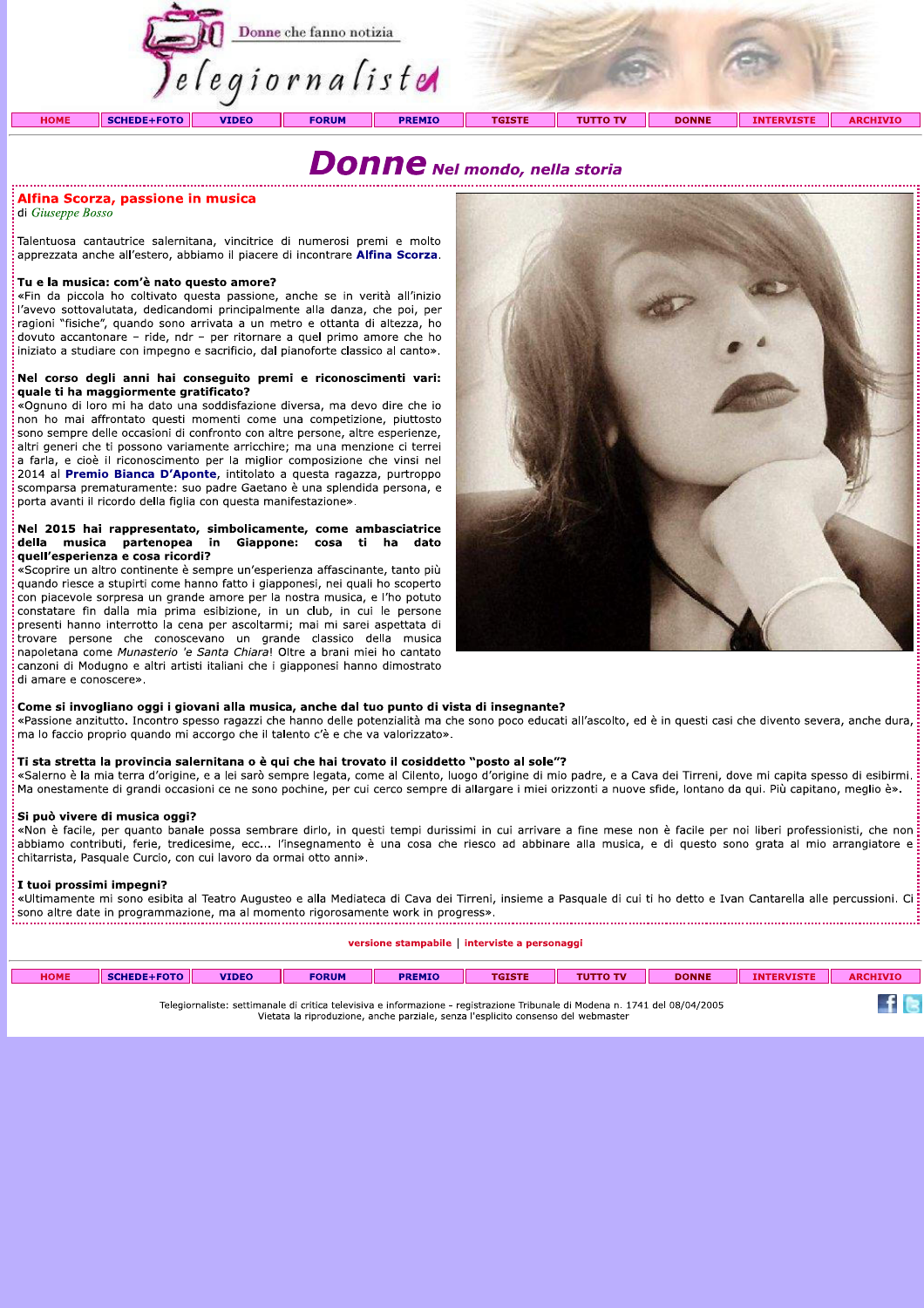# Donne Nel mondo, nella storia

## Alfina Scorza, passione in musica

di *Giuseppe Bosso*

Talentuosa cantautrice salernitana, vincitrice di numerosi premi e molto apprezzata anche all'estero, abbiamo il piacere di incontrare **Alfina Scorza**.

**Tu e la musica: com'è nato questo amore?**
«Fin da piccola ho coltivato questa passione, anche se in verità all'inizio l'avevo sottovalutata, dedicandomi principalmente alla danza, che poi, per ragioni "fisiche", quando sono arrivata a un metro e ottanta di altezza, ho dovuto accantonare – ride, ndr – per ritornare a quel primo amore che ho iniziato a studiare con impegno e sacrificio, dal pianoforte classico al canto».

**Nel corso degli anni hai conseguito premi e riconoscimenti vari: quale ti ha maggiormente gratificato?**
«Ognuno di loro mi ha dato una soddisfazione diversa, ma devo dire che io non ho mai affrontato questi momenti come una competizione, piuttosto sono sempre delle occasioni di confronto con altre persone, altre esperienze, altri generi che ti possono variamente arricchire; ma una menzione ci terrei a farla, e cioè il riconoscimento per la miglior composizione che vinsi nel 2014 al **Premio Bianca D'Aponte**, intitolato a questa ragazza, purtroppo scomparsa prematuramente: suo padre Gaetano è una splendida persona, e porta avanti il ricordo della figlia con questa manifestazione».

**Nel 2015 hai rappresentato, simbolicamente, come ambasciatrice della musica partenopea in Giappone: cosa ti ha dato quell'esperienza e cosa ricordi?**
«Scoprire un altro continente è sempre un'esperienza affascinante, tanto più quando riesce a stupirti come hanno fatto i giapponesi, nei quali ho scoperto con piacevole sorpresa un grande amore per la nostra musica, e l'ho potuto constatare fin dalla mia prima esibizione, in un club, in cui le persone presenti hanno interrotto la cena per ascoltarmi; mai mi sarei aspettata di trovare persone che conoscevano un grande classico della musica napoletana come *Munasterio 'e Santa Chiara*! Oltre a brani miei ho cantato canzoni di Modugno e altri artisti italiani che i giapponesi hanno dimostrato di amare e conoscere».

**Come si invogliano oggi i giovani alla musica, anche dal tuo punto di vista di insegnante?**
«Passione anzitutto. Incontro spesso ragazzi che hanno delle potenzialità ma che sono poco educati all'ascolto, ed è in questi casi che divento severa, anche dura, ma lo faccio proprio quando mi accorgo che il talento c'è e che va valorizzato».

**Ti sta stretta la provincia salernitana o è qui che hai trovato il cosiddetto "posto al sole"?**
«Salerno è la mia terra d'origine, e a lei sarò sempre legata, come al Cilento, luogo d'origine di mio padre, e a Cava dei Tirreni, dove mi capita spesso di esibirmi. Ma onestamente di grandi occasioni ce ne sono pochine, per cui cerco sempre di allargare i miei orizzonti a nuove sfide, lontano da qui. Più capitano, meglio è».

**Si può vivere di musica oggi?**
«Non è facile, per quanto banale possa sembrare dirlo, in questi tempi durissimi in cui arrivare a fine mese non è facile per noi liberi professionisti, che non abbiamo contributi, ferie, tredicesime, ecc... l'insegnamento è una cosa che riesco ad abbinare alla musica, e di questo sono grata al mio arrangiatore e chitarrista, Pasquale Curcio, con cui lavoro da ormai otto anni».

**I tuoi prossimi impegni?**
«Ultimamente mi sono esibita al Teatro Augusteo e alla Mediateca di Cava dei Tirreni, insieme a Pasquale di cui ti ho detto e Ivan Cantarella alle percussioni. Ci sono altre date in programmazione, ma al momento rigorosamente work in progress».

versione stampabile | interviste a personaggi

Telegiornaliste: settimanale di critica televisiva e informazione - registrazione Tribunale di Modena n. 1741 del 08/04/2005
Vietata la riproduzione, anche parziale, senza l'esplicito consenso del webmaster